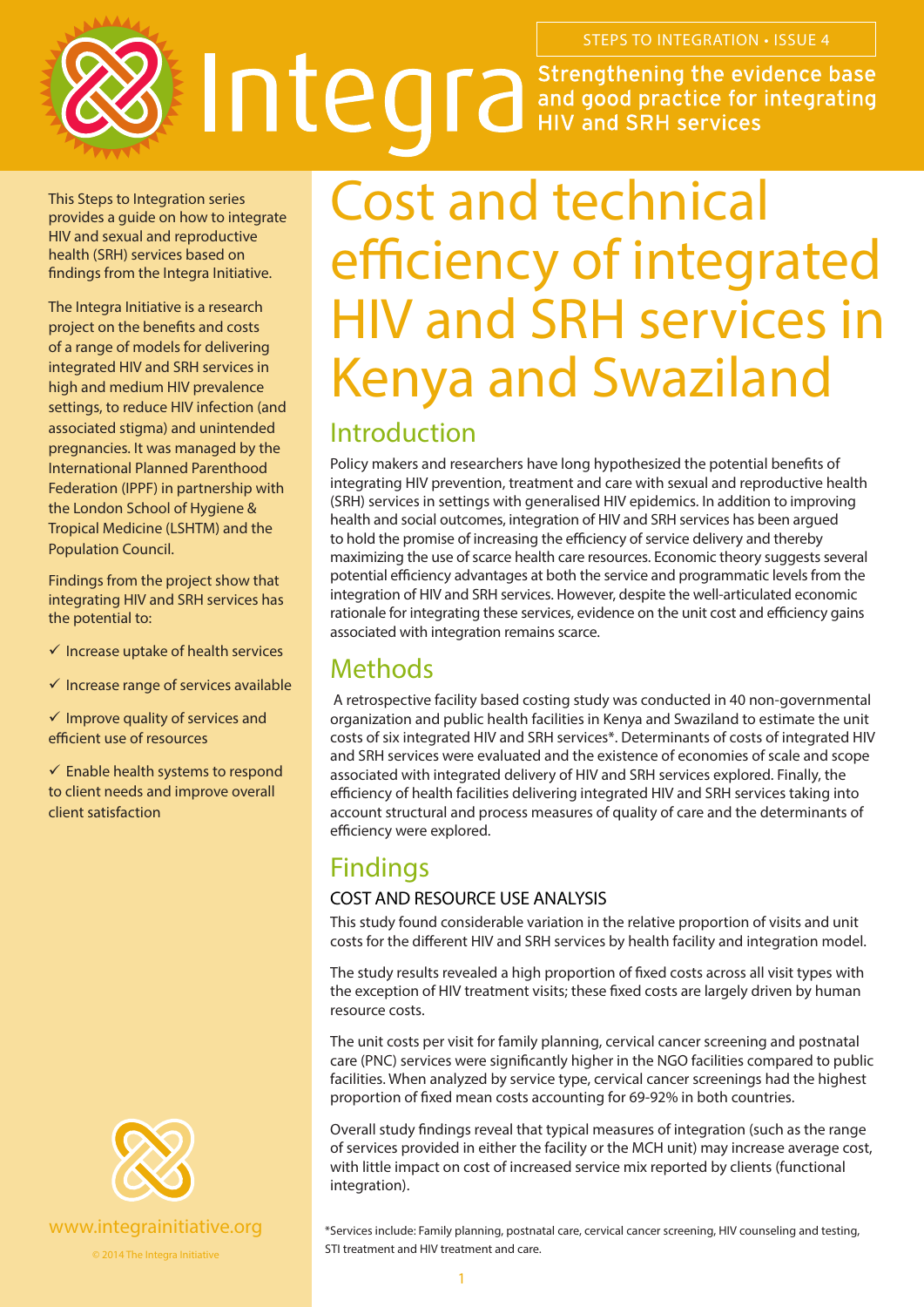STEPS TO INTEGRATION • ISSUE 4

# Integra

Strengthening the evidence base and good practice for integrating HIV and SRH services

This Steps to Integration series provides a guide on how to integrate HIV and sexual and reproductive health (SRH) services based on findings from the Integra Initiative.

The Integra Initiative is a research project on the benefits and costs of a range of models for delivering integrated HIV and SRH services in high and medium HIV prevalence settings, to reduce HIV infection (and associated stigma) and unintended pregnancies. It was managed by the International Planned Parenthood Federation (IPPF) in partnership with the London School of Hygiene & Tropical Medicine (LSHTM) and the Population Council.

Findings from the project show that integrating HIV and SRH services has the potential to:

- ✓ Increase uptake of health services
- ✓ Increase range of services available
- ✓ Improve quality of services and efficient use of resources
- ✓ Enable health systems to respond to client needs and improve overall client satisfaction

www.integrainitiative.org

© 2014 The Integra Initiative

# Cost and technical efficiency of integrated HIV and SRH services in Kenya and Swaziland

## Introduction

Policy makers and researchers have long hypothesized the potential benefits of integrating HIV prevention, treatment and care with sexual and reproductive health (SRH) services in settings with generalised HIV epidemics. In addition to improving health and social outcomes, integration of HIV and SRH services has been argued to hold the promise of increasing the efficiency of service delivery and thereby maximizing the use of scarce health care resources. Economic theory suggests several potential efficiency advantages at both the service and programmatic levels from the integration of HIV and SRH services. However, despite the well-articulated economic rationale for integrating these services, evidence on the unit cost and efficiency gains associated with integration remains scarce.

## Methods

A retrospective facility based costing study was conducted in 40 non-governmental organization and public health facilities in Kenya and Swaziland to estimate the unit costs of six integrated HIV and SRH services*. Determinants of costs of integrated HIV and SRH services were evaluated and the existence of economies of scale and scope associated with integrated delivery of HIV and SRH services explored. Finally, the efficiency of health facilities delivering integrated HIV and SRH services taking into account structural and process measures of quality of care and the determinants of efficiency were explored.

## Findings

### COST AND RESOURCE USE ANALYSIS

This study found considerable variation in the relative proportion of visits and unit costs for the different HIV and SRH services by health facility and integration model.

The study results revealed a high proportion of fixed costs across all visit types with the exception of HIV treatment visits; these fixed costs are largely driven by human resource costs.

The unit costs per visit for family planning, cervical cancer screening and postnatal care (PNC) services were significantly higher in the NGO facilities compared to public facilities. When analyzed by service type, cervical cancer screenings had the highest proportion of fixed mean costs accounting for 69-92% in both countries.

Overall study findings reveal that typical measures of integration (such as the range of services provided in either the facility or the MCH unit) may increase average cost, with little impact on cost of increased service mix reported by clients (functional integration).

*Services include: Family planning, postnatal care, cervical cancer screening, HIV counseling and testing, STI treatment and HIV treatment and care.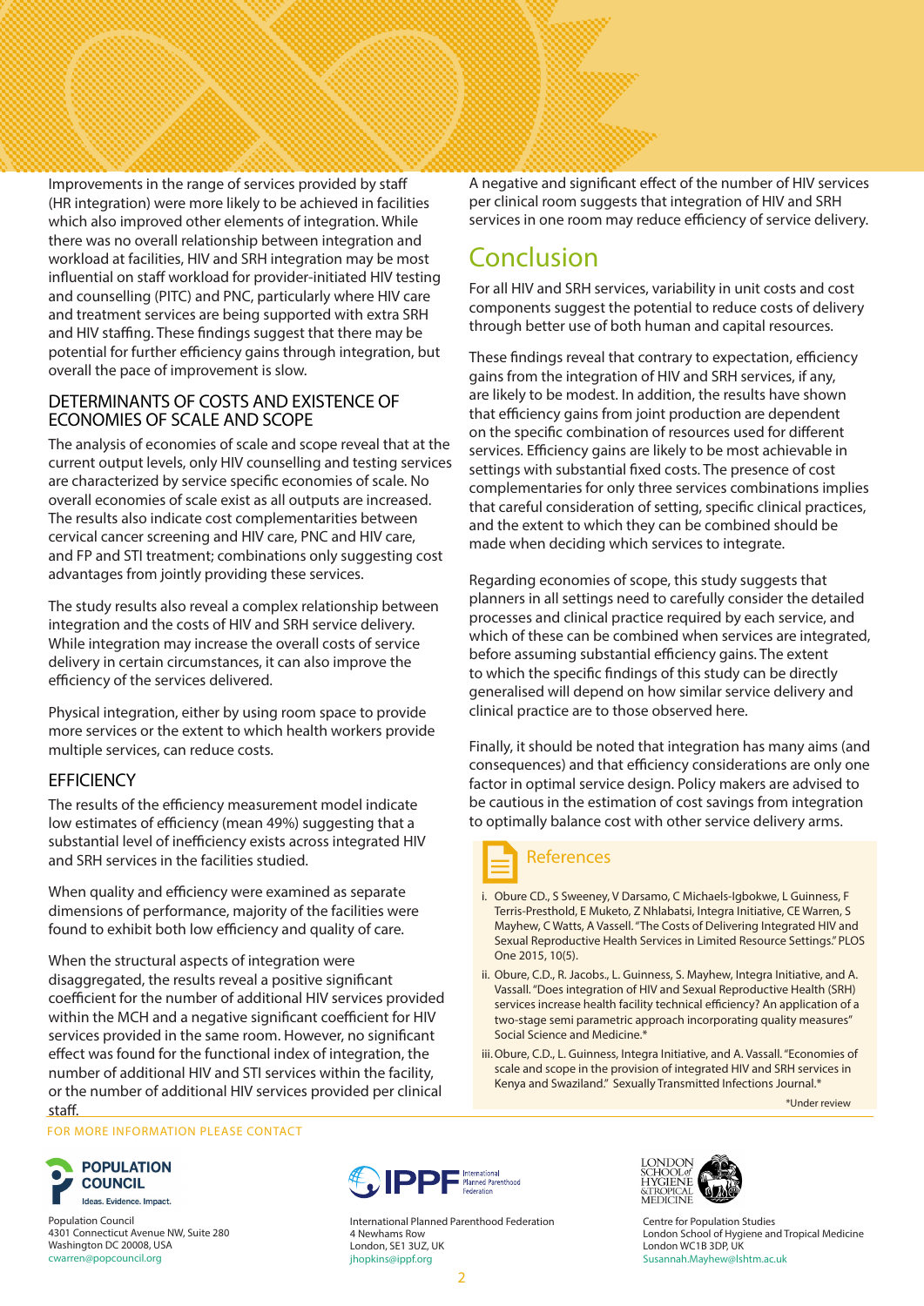Improvements in the range of services provided by staff (HR integration) were more likely to be achieved in facilities which also improved other elements of integration. While there was no overall relationship between integration and workload at facilities, HIV and SRH integration may be most influential on staff workload for provider-initiated HIV testing and counselling (PITC) and PNC, particularly where HIV care and treatment services are being supported with extra SRH and HIV staffing. These findings suggest that there may be potential for further efficiency gains through integration, but overall the pace of improvement is slow.

### DETERMINANTS OF COSTS AND EXISTENCE OF ECONOMIES OF SCALE AND SCOPE

The analysis of economies of scale and scope reveal that at the current output levels, only HIV counselling and testing services are characterized by service specific economies of scale. No overall economies of scale exist as all outputs are increased. The results also indicate cost complementarities between cervical cancer screening and HIV care, PNC and HIV care, and FP and STI treatment; combinations only suggesting cost advantages from jointly providing these services.

The study results also reveal a complex relationship between integration and the costs of HIV and SRH service delivery. While integration may increase the overall costs of service delivery in certain circumstances, it can also improve the efficiency of the services delivered.

Physical integration, either by using room space to provide more services or the extent to which health workers provide multiple services, can reduce costs.

### EFFICIENCY

The results of the efficiency measurement model indicate low estimates of efficiency (mean 49%) suggesting that a substantial level of inefficiency exists across integrated HIV and SRH services in the facilities studied.

When quality and efficiency were examined as separate dimensions of performance, majority of the facilities were found to exhibit both low efficiency and quality of care.

When the structural aspects of integration were disaggregated, the results reveal a positive significant coefficient for the number of additional HIV services provided within the MCH and a negative significant coefficient for HIV services provided in the same room. However, no significant effect was found for the functional index of integration, the number of additional HIV and STI services within the facility, or the number of additional HIV services provided per clinical staff.

A negative and significant effect of the number of HIV services per clinical room suggests that integration of HIV and SRH services in one room may reduce efficiency of service delivery.

## Conclusion

For all HIV and SRH services, variability in unit costs and cost components suggest the potential to reduce costs of delivery through better use of both human and capital resources.

These findings reveal that contrary to expectation, efficiency gains from the integration of HIV and SRH services, if any, are likely to be modest. In addition, the results have shown that efficiency gains from joint production are dependent on the specific combination of resources used for different services. Efficiency gains are likely to be most achievable in settings with substantial fixed costs. The presence of cost complementaries for only three services combinations implies that careful consideration of setting, specific clinical practices, and the extent to which they can be combined should be made when deciding which services to integrate.

Regarding economies of scope, this study suggests that planners in all settings need to carefully consider the detailed processes and clinical practice required by each service, and which of these can be combined when services are integrated, before assuming substantial efficiency gains. The extent to which the specific findings of this study can be directly generalised will depend on how similar service delivery and clinical practice are to those observed here.

Finally, it should be noted that integration has many aims (and consequences) and that efficiency considerations are only one factor in optimal service design. Policy makers are advised to be cautious in the estimation of cost savings from integration to optimally balance cost with other service delivery arms.

### References

i. Obure CD., S Sweeney, V Darsamo, C Michaels-Igbokwe, L Guinness, F Terris-Prestholt, E Muketo, Z Nhlabatsi, Integra Initiative, CE Warren, S Mayhew, C Watts, A Vassell. "The Costs of Delivering Integrated HIV and Sexual Reproductive Health Services in Limited Resource Settings." PLOS One 2015, 10(5).

ii. Obure, C.D., R. Jacobs., L. Guinness, S. Mayhew, Integra Initiative, and A. Vassall. "Does integration of HIV and Sexual Reproductive Health (SRH) services increase health facility technical efficiency? An application of a two-stage semi parametric approach incorporating quality measures" Social Science and Medicine.*

iii. Obure, C.D., L. Guinness, Integra Initiative, and A. Vassall. "Economies of scale and scope in the provision of integrated HIV and SRH services in Kenya and Swaziland." Sexually Transmitted Infections Journal.*

*Under review

FOR MORE INFORMATION PLEASE CONTACT

POPULATION COUNCIL
Ideas. Evidence. Impact.

Population Council
4301 Connecticut Avenue NW, Suite 280
Washington DC 20008, USA
cwarren@popcouncil.org

IPPF International Planned Parenthood Federation

International Planned Parenthood Federation
4 Newhams Row
London, SE1 3UZ, UK
jhopkins@ippf.org

LONDON SCHOOL of HYGIENE &TROPICAL MEDICINE

Centre for Population Studies
London School of Hygiene and Tropical Medicine
London WC1B 3DP, UK
Susannah.Mayhew@lshtm.ac.uk